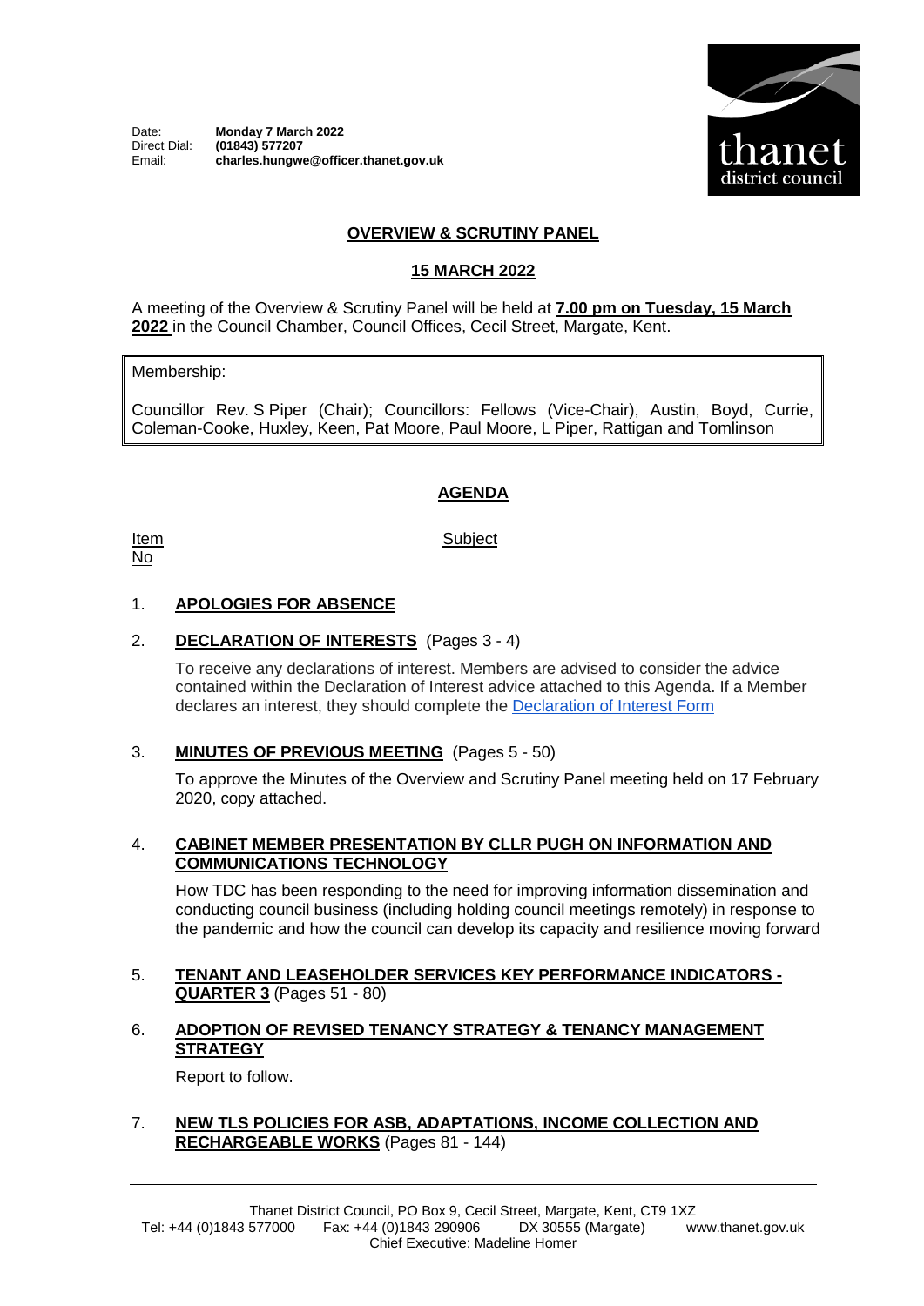Date: **Monday 7 March 2022**
Direct Dial: **(01843) 577207**
Email: **charles.hungwe@officer.thanet.gov.uk**

thanet district council

## OVERVIEW & SCRUTINY PANEL

## 15 MARCH 2022

A meeting of the Overview & Scrutiny Panel will be held at **7.00 pm on Tuesday, 15 March 2022** in the Council Chamber, Council Offices, Cecil Street, Margate, Kent.

Membership:

Councillor Rev. S Piper (Chair); Councillors: Fellows (Vice-Chair), Austin, Boyd, Currie, Coleman-Cooke, Huxley, Keen, Pat Moore, Paul Moore, L Piper, Rattigan and Tomlinson

## AGENDA

| Item No | Subject |
|---|---|

1. **APOLOGIES FOR ABSENCE**

2. **DECLARATION OF INTERESTS** (Pages 3 - 4)

   To receive any declarations of interest. Members are advised to consider the advice contained within the Declaration of Interest advice attached to this Agenda. If a Member declares an interest, they should complete the Declaration of Interest Form

3. **MINUTES OF PREVIOUS MEETING** (Pages 5 - 50)

   To approve the Minutes of the Overview and Scrutiny Panel meeting held on 17 February 2020, copy attached.

4. **CABINET MEMBER PRESENTATION BY CLLR PUGH ON INFORMATION AND COMMUNICATIONS TECHNOLOGY**

   How TDC has been responding to the need for improving information dissemination and conducting council business (including holding council meetings remotely) in response to the pandemic and how the council can develop its capacity and resilience moving forward

5. **TENANT AND LEASEHOLDER SERVICES KEY PERFORMANCE INDICATORS - QUARTER 3** (Pages 51 - 80)

6. **ADOPTION OF REVISED TENANCY STRATEGY & TENANCY MANAGEMENT STRATEGY**

   Report to follow.

7. **NEW TLS POLICIES FOR ASB, ADAPTATIONS, INCOME COLLECTION AND RECHARGEABLE WORKS** (Pages 81 - 144)

Thanet District Council, PO Box 9, Cecil Street, Margate, Kent, CT9 1XZ
Tel: +44 (0)1843 577000 Fax: +44 (0)1843 290906 DX 30555 (Margate) www.thanet.gov.uk
Chief Executive: Madeline Homer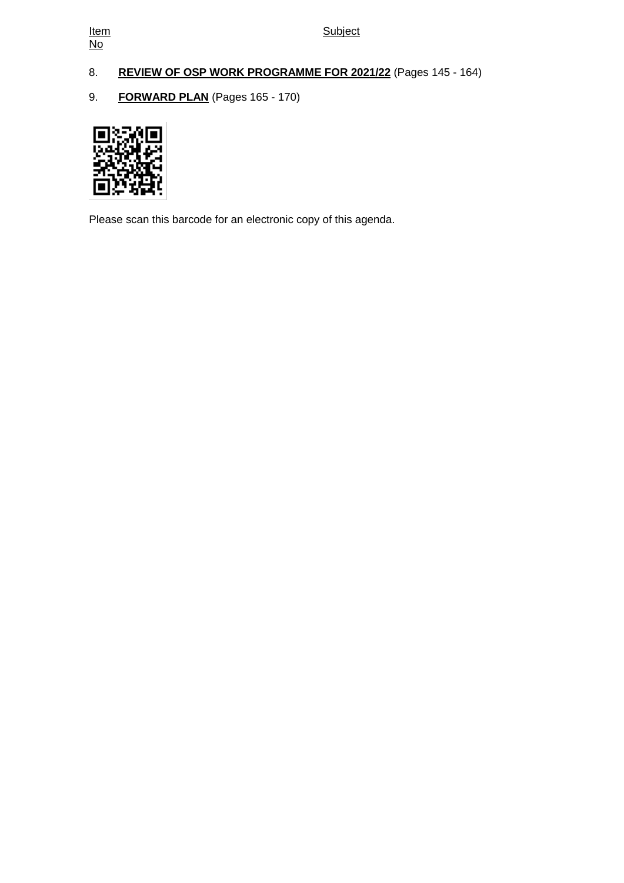| Item No | Subject |
|---|---|
| 8. | **REVIEW OF OSP WORK PROGRAMME FOR 2021/22** (Pages 145 - 164) |
| 9. | **FORWARD PLAN** (Pages 165 - 170) |

Please scan this barcode for an electronic copy of this agenda.